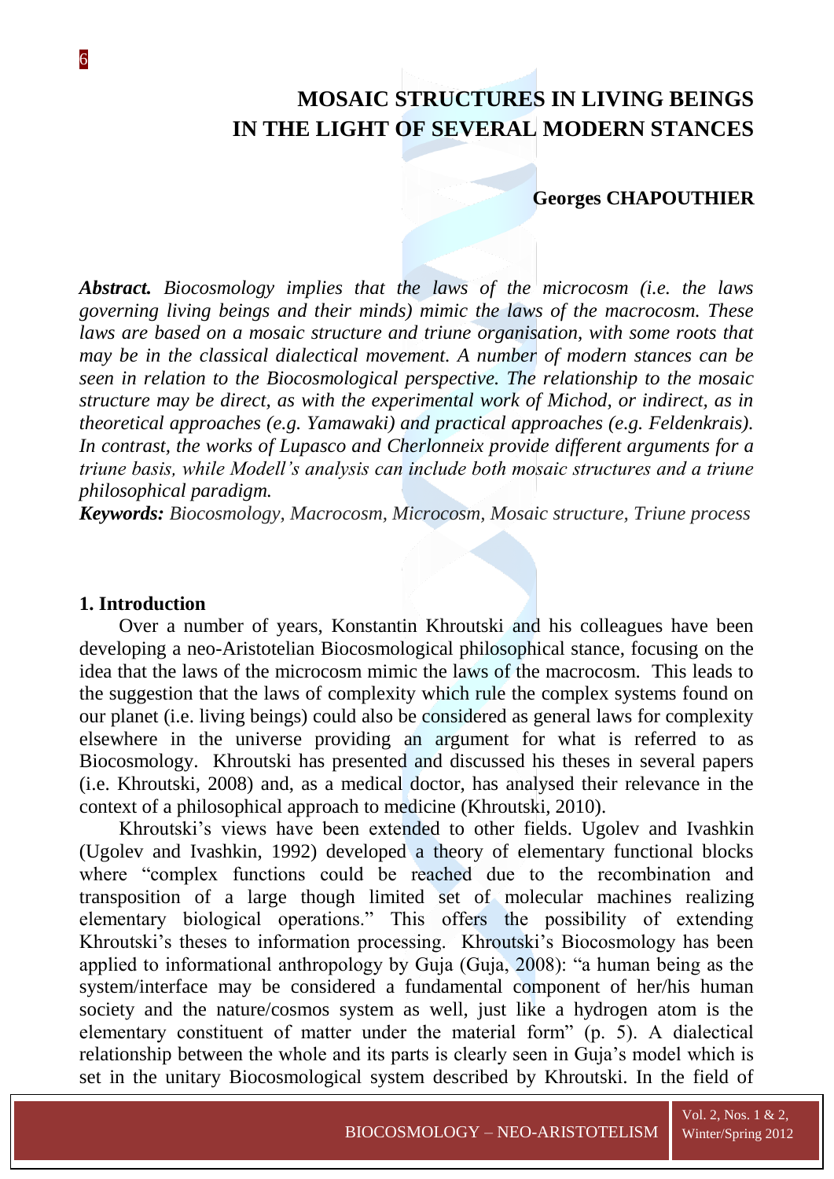# MOSAIC STRUCTURES IN LIVING BEINGS IN THE LIGHT OF SEVERAL MODERN STANCES

**Georges CHAPOUTHIER**

***Abstract.*** *Biocosmology implies that the laws of the microcosm (i.e. the laws governing living beings and their minds) mimic the laws of the macrocosm. These laws are based on a mosaic structure and triune organisation, with some roots that may be in the classical dialectical movement. A number of modern stances can be seen in relation to the Biocosmological perspective. The relationship to the mosaic structure may be direct, as with the experimental work of Michod, or indirect, as in theoretical approaches (e.g. Yamawaki) and practical approaches (e.g. Feldenkrais). In contrast, the works of Lupasco and Cherlonneix provide different arguments for a triune basis, while Modell's analysis can include both mosaic structures and a triune philosophical paradigm.*

***Keywords:*** *Biocosmology, Macrocosm, Microcosm, Mosaic structure, Triune process*

## 1. Introduction

Over a number of years, Konstantin Khroutski and his colleagues have been developing a neo-Aristotelian Biocosmological philosophical stance, focusing on the idea that the laws of the microcosm mimic the laws of the macrocosm. This leads to the suggestion that the laws of complexity which rule the complex systems found on our planet (i.e. living beings) could also be considered as general laws for complexity elsewhere in the universe providing an argument for what is referred to as Biocosmology. Khroutski has presented and discussed his theses in several papers (i.e. Khroutski, 2008) and, as a medical doctor, has analysed their relevance in the context of a philosophical approach to medicine (Khroutski, 2010).

Khroutski's views have been extended to other fields. Ugolev and Ivashkin (Ugolev and Ivashkin, 1992) developed a theory of elementary functional blocks where "complex functions could be reached due to the recombination and transposition of a large though limited set of molecular machines realizing elementary biological operations." This offers the possibility of extending Khroutski's theses to information processing. Khroutski's Biocosmology has been applied to informational anthropology by Guja (Guja, 2008): "a human being as the system/interface may be considered a fundamental component of her/his human society and the nature/cosmos system as well, just like a hydrogen atom is the elementary constituent of matter under the material form" (p. 5). A dialectical relationship between the whole and its parts is clearly seen in Guja's model which is set in the unitary Biocosmological system described by Khroutski. In the field of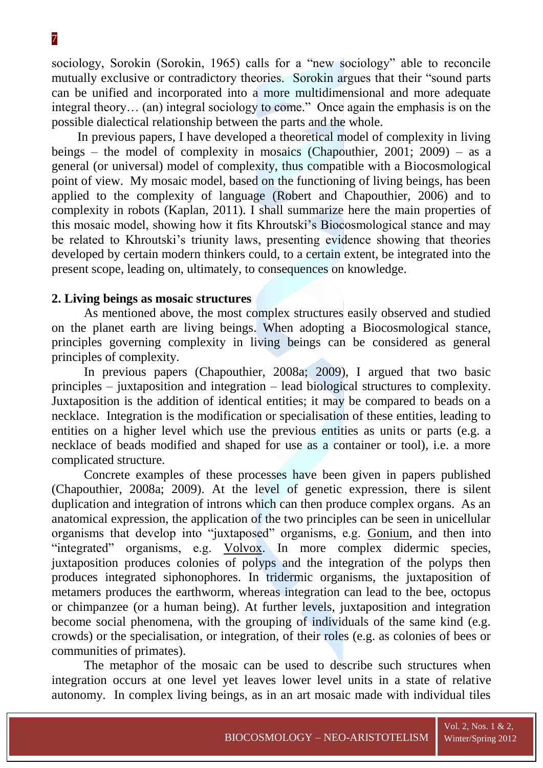sociology, Sorokin (Sorokin, 1965) calls for a "new sociology" able to reconcile mutually exclusive or contradictory theories. Sorokin argues that their "sound parts can be unified and incorporated into a more multidimensional and more adequate integral theory… (an) integral sociology to come." Once again the emphasis is on the possible dialectical relationship between the parts and the whole.

In previous papers, I have developed a theoretical model of complexity in living beings – the model of complexity in mosaics (Chapouthier, 2001; 2009) – as a general (or universal) model of complexity, thus compatible with a Biocosmological point of view. My mosaic model, based on the functioning of living beings, has been applied to the complexity of language (Robert and Chapouthier, 2006) and to complexity in robots (Kaplan, 2011). I shall summarize here the main properties of this mosaic model, showing how it fits Khroutski's Biocosmological stance and may be related to Khroutski's triunity laws, presenting evidence showing that theories developed by certain modern thinkers could, to a certain extent, be integrated into the present scope, leading on, ultimately, to consequences on knowledge.

## 2. Living beings as mosaic structures

As mentioned above, the most complex structures easily observed and studied on the planet earth are living beings. When adopting a Biocosmological stance, principles governing complexity in living beings can be considered as general principles of complexity.

In previous papers (Chapouthier, 2008a; 2009), I argued that two basic principles – juxtaposition and integration – lead biological structures to complexity. Juxtaposition is the addition of identical entities; it may be compared to beads on a necklace. Integration is the modification or specialisation of these entities, leading to entities on a higher level which use the previous entities as units or parts (e.g. a necklace of beads modified and shaped for use as a container or tool), i.e. a more complicated structure.

Concrete examples of these processes have been given in papers published (Chapouthier, 2008a; 2009). At the level of genetic expression, there is silent duplication and integration of introns which can then produce complex organs. As an anatomical expression, the application of the two principles can be seen in unicellular organisms that develop into "juxtaposed" organisms, e.g. Gonium, and then into "integrated" organisms, e.g. Volvox. In more complex didermic species, juxtaposition produces colonies of polyps and the integration of the polyps then produces integrated siphonophores. In tridermic organisms, the juxtaposition of metamers produces the earthworm, whereas integration can lead to the bee, octopus or chimpanzee (or a human being). At further levels, juxtaposition and integration become social phenomena, with the grouping of individuals of the same kind (e.g. crowds) or the specialisation, or integration, of their roles (e.g. as colonies of bees or communities of primates).

The metaphor of the mosaic can be used to describe such structures when integration occurs at one level yet leaves lower level units in a state of relative autonomy. In complex living beings, as in an art mosaic made with individual tiles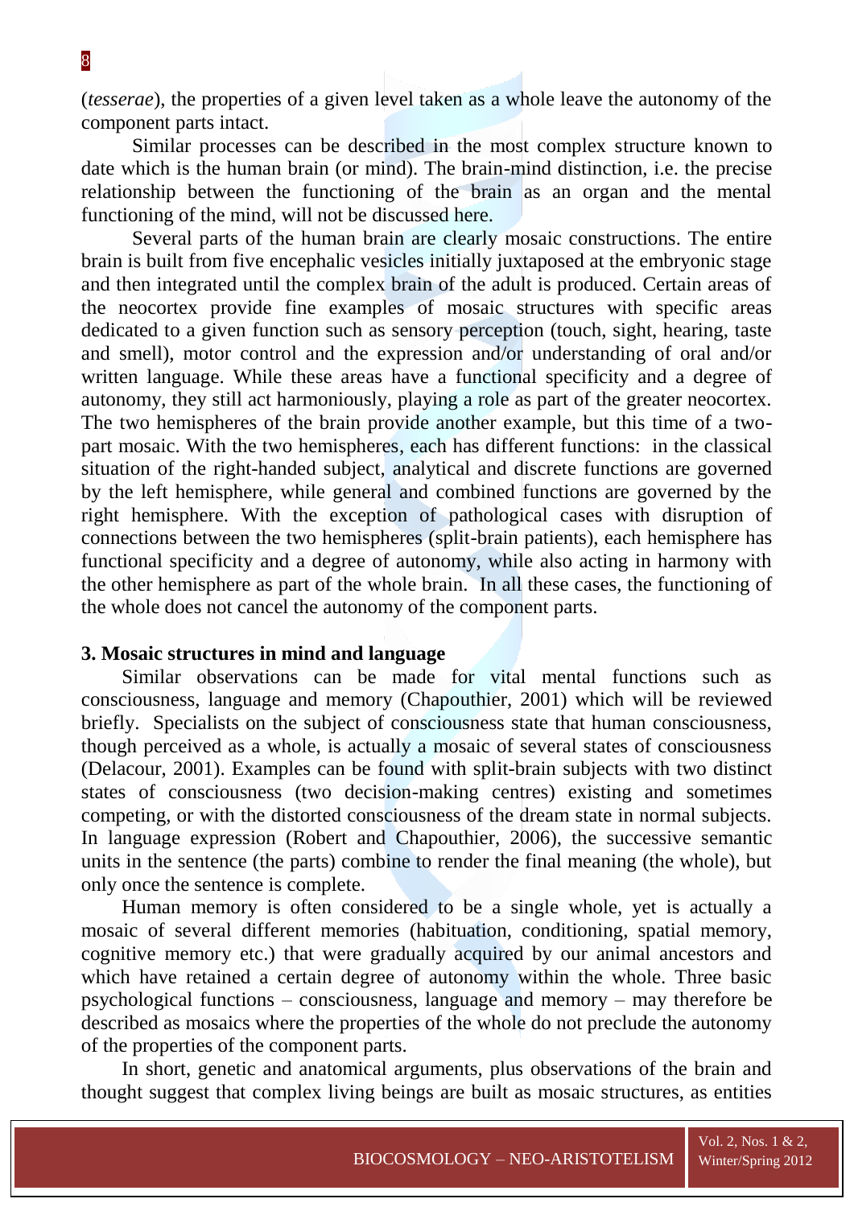(*tesserae*), the properties of a given level taken as a whole leave the autonomy of the component parts intact.

Similar processes can be described in the most complex structure known to date which is the human brain (or mind). The brain-mind distinction, i.e. the precise relationship between the functioning of the brain as an organ and the mental functioning of the mind, will not be discussed here.

Several parts of the human brain are clearly mosaic constructions. The entire brain is built from five encephalic vesicles initially juxtaposed at the embryonic stage and then integrated until the complex brain of the adult is produced. Certain areas of the neocortex provide fine examples of mosaic structures with specific areas dedicated to a given function such as sensory perception (touch, sight, hearing, taste and smell), motor control and the expression and/or understanding of oral and/or written language. While these areas have a functional specificity and a degree of autonomy, they still act harmoniously, playing a role as part of the greater neocortex. The two hemispheres of the brain provide another example, but this time of a two-part mosaic. With the two hemispheres, each has different functions: in the classical situation of the right-handed subject, analytical and discrete functions are governed by the left hemisphere, while general and combined functions are governed by the right hemisphere. With the exception of pathological cases with disruption of connections between the two hemispheres (split-brain patients), each hemisphere has functional specificity and a degree of autonomy, while also acting in harmony with the other hemisphere as part of the whole brain. In all these cases, the functioning of the whole does not cancel the autonomy of the component parts.

## 3. Mosaic structures in mind and language

Similar observations can be made for vital mental functions such as consciousness, language and memory (Chapouthier, 2001) which will be reviewed briefly. Specialists on the subject of consciousness state that human consciousness, though perceived as a whole, is actually a mosaic of several states of consciousness (Delacour, 2001). Examples can be found with split-brain subjects with two distinct states of consciousness (two decision-making centres) existing and sometimes competing, or with the distorted consciousness of the dream state in normal subjects. In language expression (Robert and Chapouthier, 2006), the successive semantic units in the sentence (the parts) combine to render the final meaning (the whole), but only once the sentence is complete.

Human memory is often considered to be a single whole, yet is actually a mosaic of several different memories (habituation, conditioning, spatial memory, cognitive memory etc.) that were gradually acquired by our animal ancestors and which have retained a certain degree of autonomy within the whole. Three basic psychological functions – consciousness, language and memory – may therefore be described as mosaics where the properties of the whole do not preclude the autonomy of the properties of the component parts.

In short, genetic and anatomical arguments, plus observations of the brain and thought suggest that complex living beings are built as mosaic structures, as entities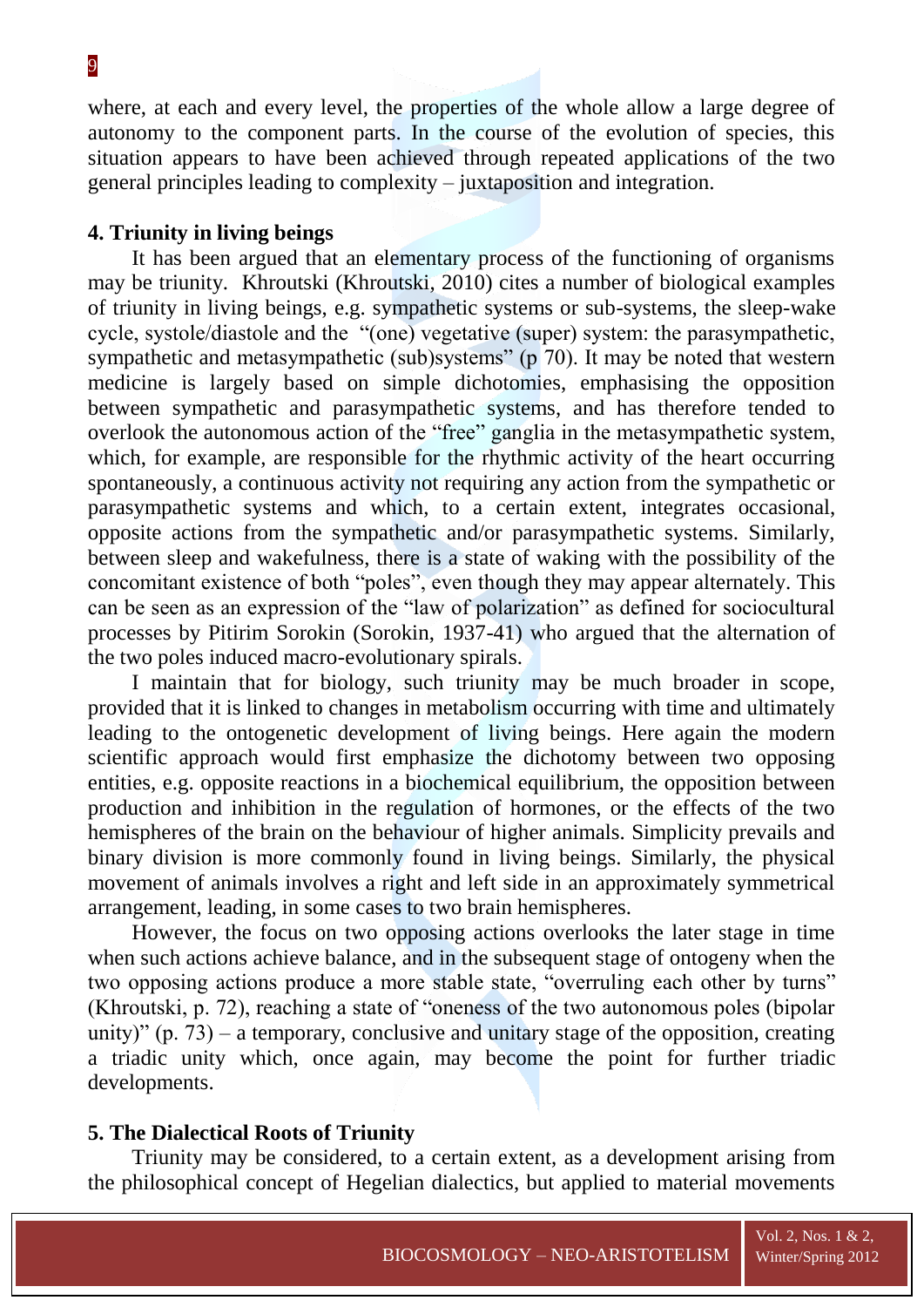where, at each and every level, the properties of the whole allow a large degree of autonomy to the component parts. In the course of the evolution of species, this situation appears to have been achieved through repeated applications of the two general principles leading to complexity – juxtaposition and integration.

## 4. Triunity in living beings

It has been argued that an elementary process of the functioning of organisms may be triunity. Khroutski (Khroutski, 2010) cites a number of biological examples of triunity in living beings, e.g. sympathetic systems or sub-systems, the sleep-wake cycle, systole/diastole and the "(one) vegetative (super) system: the parasympathetic, sympathetic and metasympathetic (sub)systems" (p 70). It may be noted that western medicine is largely based on simple dichotomies, emphasising the opposition between sympathetic and parasympathetic systems, and has therefore tended to overlook the autonomous action of the "free" ganglia in the metasympathetic system, which, for example, are responsible for the rhythmic activity of the heart occurring spontaneously, a continuous activity not requiring any action from the sympathetic or parasympathetic systems and which, to a certain extent, integrates occasional, opposite actions from the sympathetic and/or parasympathetic systems. Similarly, between sleep and wakefulness, there is a state of waking with the possibility of the concomitant existence of both "poles", even though they may appear alternately. This can be seen as an expression of the "law of polarization" as defined for sociocultural processes by Pitirim Sorokin (Sorokin, 1937-41) who argued that the alternation of the two poles induced macro-evolutionary spirals.

I maintain that for biology, such triunity may be much broader in scope, provided that it is linked to changes in metabolism occurring with time and ultimately leading to the ontogenetic development of living beings. Here again the modern scientific approach would first emphasize the dichotomy between two opposing entities, e.g. opposite reactions in a biochemical equilibrium, the opposition between production and inhibition in the regulation of hormones, or the effects of the two hemispheres of the brain on the behaviour of higher animals. Simplicity prevails and binary division is more commonly found in living beings. Similarly, the physical movement of animals involves a right and left side in an approximately symmetrical arrangement, leading, in some cases to two brain hemispheres.

However, the focus on two opposing actions overlooks the later stage in time when such actions achieve balance, and in the subsequent stage of ontogeny when the two opposing actions produce a more stable state, "overruling each other by turns" (Khroutski, p. 72), reaching a state of "oneness of the two autonomous poles (bipolar unity)" (p. 73) – a temporary, conclusive and unitary stage of the opposition, creating a triadic unity which, once again, may become the point for further triadic developments.

## 5. The Dialectical Roots of Triunity

Triunity may be considered, to a certain extent, as a development arising from the philosophical concept of Hegelian dialectics, but applied to material movements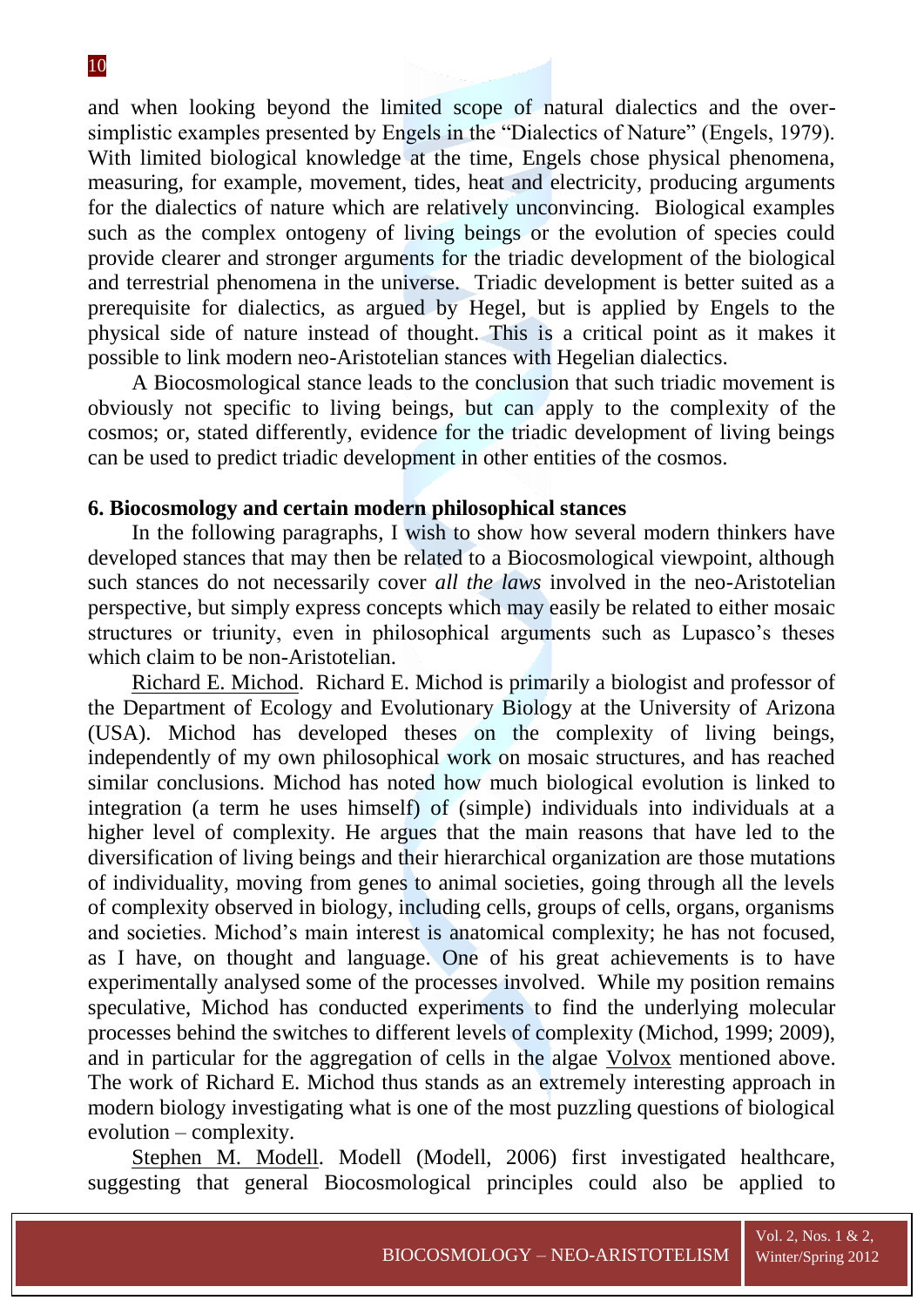and when looking beyond the limited scope of natural dialectics and the over-simplistic examples presented by Engels in the "Dialectics of Nature" (Engels, 1979). With limited biological knowledge at the time, Engels chose physical phenomena, measuring, for example, movement, tides, heat and electricity, producing arguments for the dialectics of nature which are relatively unconvincing. Biological examples such as the complex ontogeny of living beings or the evolution of species could provide clearer and stronger arguments for the triadic development of the biological and terrestrial phenomena in the universe. Triadic development is better suited as a prerequisite for dialectics, as argued by Hegel, but is applied by Engels to the physical side of nature instead of thought. This is a critical point as it makes it possible to link modern neo-Aristotelian stances with Hegelian dialectics.

A Biocosmological stance leads to the conclusion that such triadic movement is obviously not specific to living beings, but can apply to the complexity of the cosmos; or, stated differently, evidence for the triadic development of living beings can be used to predict triadic development in other entities of the cosmos.

**6. Biocosmology and certain modern philosophical stances**

In the following paragraphs, I wish to show how several modern thinkers have developed stances that may then be related to a Biocosmological viewpoint, although such stances do not necessarily cover *all the laws* involved in the neo-Aristotelian perspective, but simply express concepts which may easily be related to either mosaic structures or triunity, even in philosophical arguments such as Lupasco's theses which claim to be non-Aristotelian.

Richard E. Michod. Richard E. Michod is primarily a biologist and professor of the Department of Ecology and Evolutionary Biology at the University of Arizona (USA). Michod has developed theses on the complexity of living beings, independently of my own philosophical work on mosaic structures, and has reached similar conclusions. Michod has noted how much biological evolution is linked to integration (a term he uses himself) of (simple) individuals into individuals at a higher level of complexity. He argues that the main reasons that have led to the diversification of living beings and their hierarchical organization are those mutations of individuality, moving from genes to animal societies, going through all the levels of complexity observed in biology, including cells, groups of cells, organs, organisms and societies. Michod's main interest is anatomical complexity; he has not focused, as I have, on thought and language. One of his great achievements is to have experimentally analysed some of the processes involved. While my position remains speculative, Michod has conducted experiments to find the underlying molecular processes behind the switches to different levels of complexity (Michod, 1999; 2009), and in particular for the aggregation of cells in the algae Volvox mentioned above. The work of Richard E. Michod thus stands as an extremely interesting approach in modern biology investigating what is one of the most puzzling questions of biological evolution – complexity.

Stephen M. Modell. Modell (Modell, 2006) first investigated healthcare, suggesting that general Biocosmological principles could also be applied to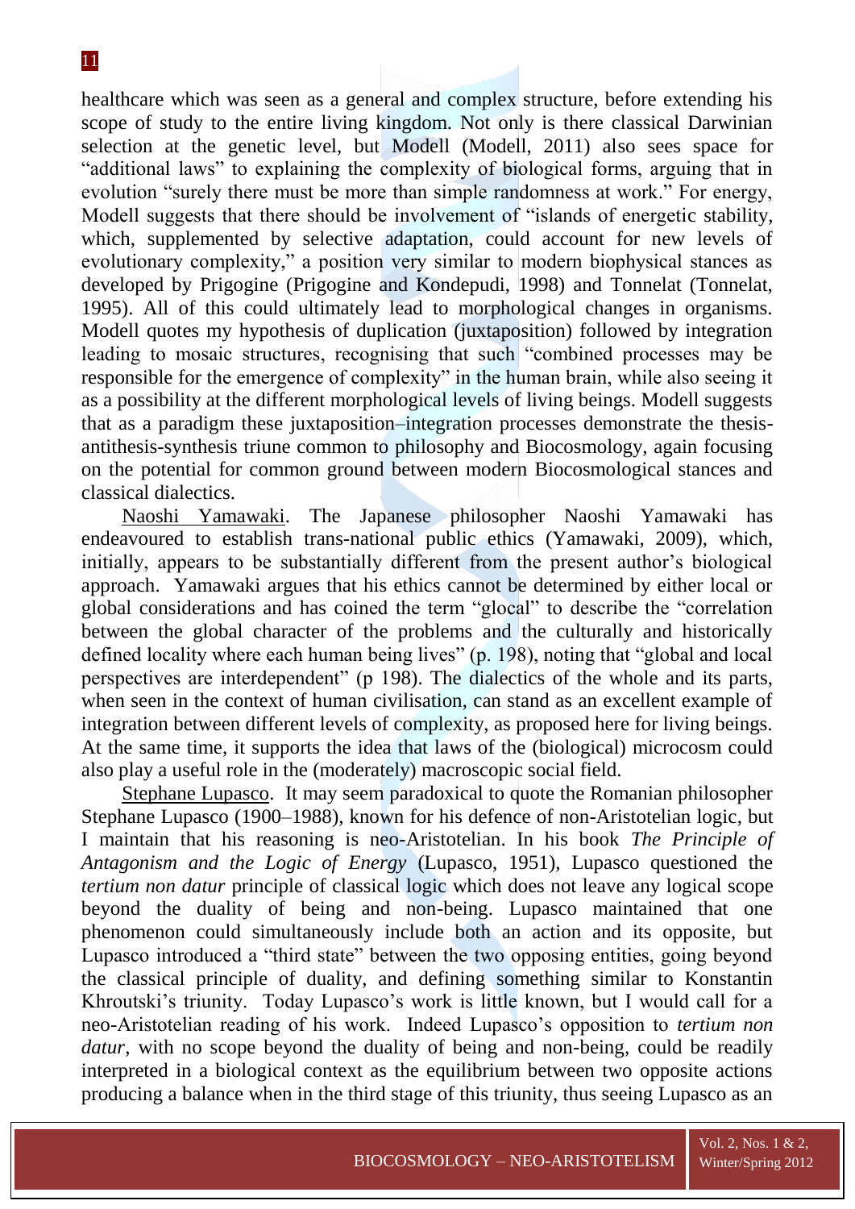healthcare which was seen as a general and complex structure, before extending his scope of study to the entire living kingdom. Not only is there classical Darwinian selection at the genetic level, but Modell (Modell, 2011) also sees space for "additional laws" to explaining the complexity of biological forms, arguing that in evolution "surely there must be more than simple randomness at work." For energy, Modell suggests that there should be involvement of "islands of energetic stability, which, supplemented by selective adaptation, could account for new levels of evolutionary complexity," a position very similar to modern biophysical stances as developed by Prigogine (Prigogine and Kondepudi, 1998) and Tonnelat (Tonnelat, 1995). All of this could ultimately lead to morphological changes in organisms. Modell quotes my hypothesis of duplication (juxtaposition) followed by integration leading to mosaic structures, recognising that such "combined processes may be responsible for the emergence of complexity" in the human brain, while also seeing it as a possibility at the different morphological levels of living beings. Modell suggests that as a paradigm these juxtaposition–integration processes demonstrate the thesis-antithesis-synthesis triune common to philosophy and Biocosmology, again focusing on the potential for common ground between modern Biocosmological stances and classical dialectics.

Naoshi Yamawaki. The Japanese philosopher Naoshi Yamawaki has endeavoured to establish trans-national public ethics (Yamawaki, 2009), which, initially, appears to be substantially different from the present author's biological approach. Yamawaki argues that his ethics cannot be determined by either local or global considerations and has coined the term "glocal" to describe the "correlation between the global character of the problems and the culturally and historically defined locality where each human being lives" (p. 198), noting that "global and local perspectives are interdependent" (p 198). The dialectics of the whole and its parts, when seen in the context of human civilisation, can stand as an excellent example of integration between different levels of complexity, as proposed here for living beings. At the same time, it supports the idea that laws of the (biological) microcosm could also play a useful role in the (moderately) macroscopic social field.

Stephane Lupasco. It may seem paradoxical to quote the Romanian philosopher Stephane Lupasco (1900–1988), known for his defence of non-Aristotelian logic, but I maintain that his reasoning is neo-Aristotelian. In his book *The Principle of Antagonism and the Logic of Energy* (Lupasco, 1951), Lupasco questioned the *tertium non datur* principle of classical logic which does not leave any logical scope beyond the duality of being and non-being. Lupasco maintained that one phenomenon could simultaneously include both an action and its opposite, but Lupasco introduced a "third state" between the two opposing entities, going beyond the classical principle of duality, and defining something similar to Konstantin Khroutski's triunity. Today Lupasco's work is little known, but I would call for a neo-Aristotelian reading of his work. Indeed Lupasco's opposition to *tertium non datur*, with no scope beyond the duality of being and non-being, could be readily interpreted in a biological context as the equilibrium between two opposite actions producing a balance when in the third stage of this triunity, thus seeing Lupasco as an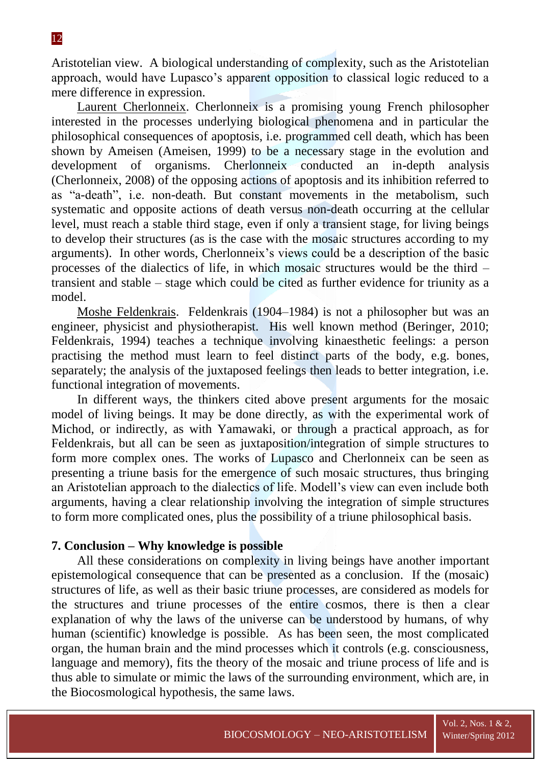Aristotelian view. A biological understanding of complexity, such as the Aristotelian approach, would have Lupasco's apparent opposition to classical logic reduced to a mere difference in expression.

Laurent Cherlonneix. Cherlonneix is a promising young French philosopher interested in the processes underlying biological phenomena and in particular the philosophical consequences of apoptosis, i.e. programmed cell death, which has been shown by Ameisen (Ameisen, 1999) to be a necessary stage in the evolution and development of organisms. Cherlonneix conducted an in-depth analysis (Cherlonneix, 2008) of the opposing actions of apoptosis and its inhibition referred to as "a-death", i.e. non-death. But constant movements in the metabolism, such systematic and opposite actions of death versus non-death occurring at the cellular level, must reach a stable third stage, even if only a transient stage, for living beings to develop their structures (as is the case with the mosaic structures according to my arguments). In other words, Cherlonneix's views could be a description of the basic processes of the dialectics of life, in which mosaic structures would be the third – transient and stable – stage which could be cited as further evidence for triunity as a model.

Moshe Feldenkrais. Feldenkrais (1904–1984) is not a philosopher but was an engineer, physicist and physiotherapist. His well known method (Beringer, 2010; Feldenkrais, 1994) teaches a technique involving kinaesthetic feelings: a person practising the method must learn to feel distinct parts of the body, e.g. bones, separately; the analysis of the juxtaposed feelings then leads to better integration, i.e. functional integration of movements.

In different ways, the thinkers cited above present arguments for the mosaic model of living beings. It may be done directly, as with the experimental work of Michod, or indirectly, as with Yamawaki, or through a practical approach, as for Feldenkrais, but all can be seen as juxtaposition/integration of simple structures to form more complex ones. The works of Lupasco and Cherlonneix can be seen as presenting a triune basis for the emergence of such mosaic structures, thus bringing an Aristotelian approach to the dialectics of life. Modell's view can even include both arguments, having a clear relationship involving the integration of simple structures to form more complicated ones, plus the possibility of a triune philosophical basis.

## 7. Conclusion – Why knowledge is possible

All these considerations on complexity in living beings have another important epistemological consequence that can be presented as a conclusion. If the (mosaic) structures of life, as well as their basic triune processes, are considered as models for the structures and triune processes of the entire cosmos, there is then a clear explanation of why the laws of the universe can be understood by humans, of why human (scientific) knowledge is possible. As has been seen, the most complicated organ, the human brain and the mind processes which it controls (e.g. consciousness, language and memory), fits the theory of the mosaic and triune process of life and is thus able to simulate or mimic the laws of the surrounding environment, which are, in the Biocosmological hypothesis, the same laws.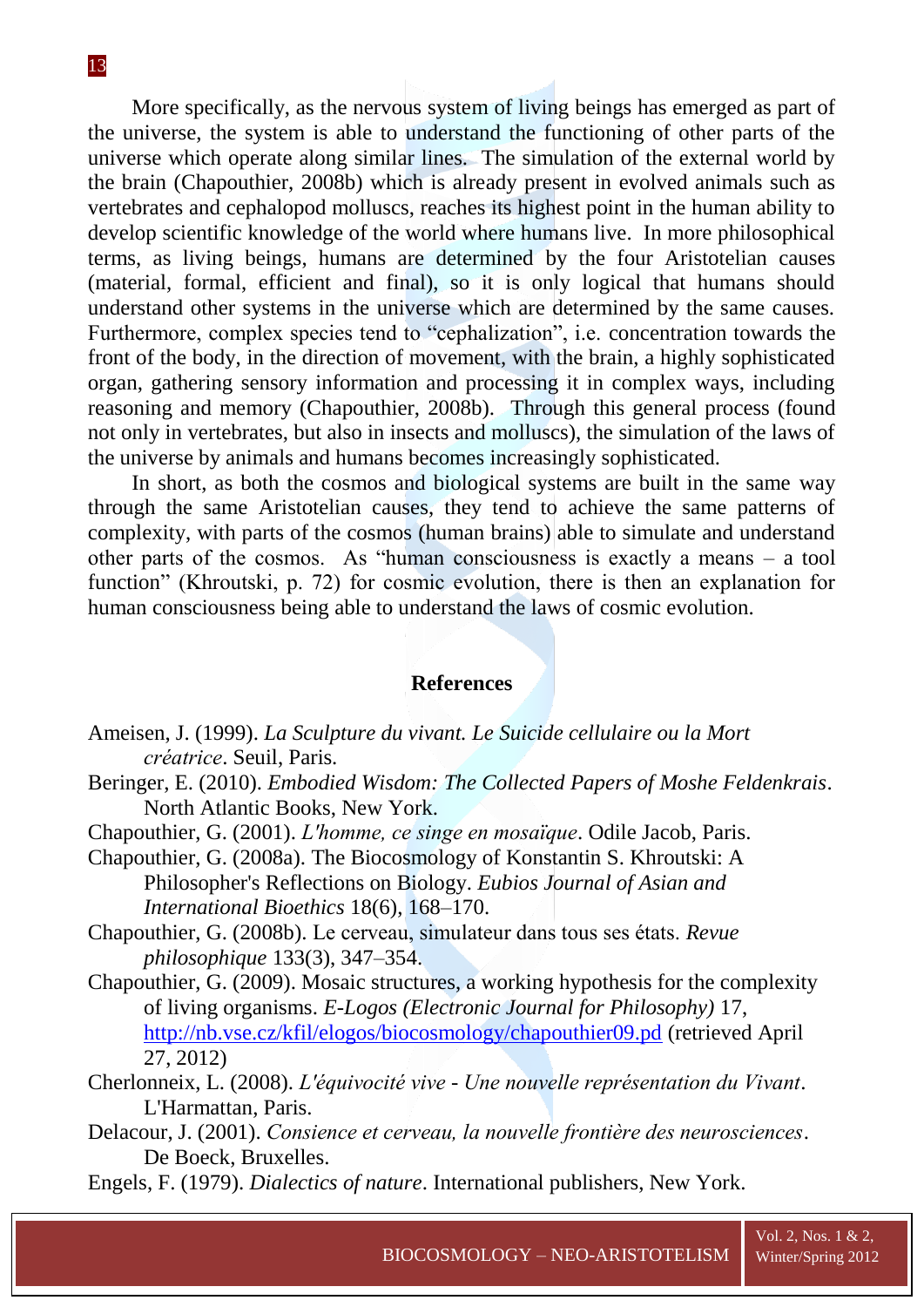More specifically, as the nervous system of living beings has emerged as part of the universe, the system is able to understand the functioning of other parts of the universe which operate along similar lines. The simulation of the external world by the brain (Chapouthier, 2008b) which is already present in evolved animals such as vertebrates and cephalopod molluscs, reaches its highest point in the human ability to develop scientific knowledge of the world where humans live. In more philosophical terms, as living beings, humans are determined by the four Aristotelian causes (material, formal, efficient and final), so it is only logical that humans should understand other systems in the universe which are determined by the same causes. Furthermore, complex species tend to "cephalization", i.e. concentration towards the front of the body, in the direction of movement, with the brain, a highly sophisticated organ, gathering sensory information and processing it in complex ways, including reasoning and memory (Chapouthier, 2008b). Through this general process (found not only in vertebrates, but also in insects and molluscs), the simulation of the laws of the universe by animals and humans becomes increasingly sophisticated.

In short, as both the cosmos and biological systems are built in the same way through the same Aristotelian causes, they tend to achieve the same patterns of complexity, with parts of the cosmos (human brains) able to simulate and understand other parts of the cosmos. As "human consciousness is exactly a means – a tool function" (Khroutski, p. 72) for cosmic evolution, there is then an explanation for human consciousness being able to understand the laws of cosmic evolution.

## References

Ameisen, J. (1999). *La Sculpture du vivant. Le Suicide cellulaire ou la Mort créatrice*. Seuil, Paris.

Beringer, E. (2010). *Embodied Wisdom: The Collected Papers of Moshe Feldenkrais*. North Atlantic Books, New York.

Chapouthier, G. (2001). *L'homme, ce singe en mosaïque*. Odile Jacob, Paris.

Chapouthier, G. (2008a). The Biocosmology of Konstantin S. Khroutski: A Philosopher's Reflections on Biology. *Eubios Journal of Asian and International Bioethics* 18(6), 168–170.

Chapouthier, G. (2008b). Le cerveau, simulateur dans tous ses états. *Revue philosophique* 133(3), 347–354.

Chapouthier, G. (2009). Mosaic structures, a working hypothesis for the complexity of living organisms. *E-Logos (Electronic Journal for Philosophy)* 17, http://nb.vse.cz/kfil/elogos/biocosmology/chapouthier09.pd (retrieved April 27, 2012)

Cherlonneix, L. (2008). *L'équivocité vive - Une nouvelle représentation du Vivant*. L'Harmattan, Paris.

Delacour, J. (2001). *Consience et cerveau, la nouvelle frontière des neurosciences*. De Boeck, Bruxelles.

Engels, F. (1979). *Dialectics of nature*. International publishers, New York.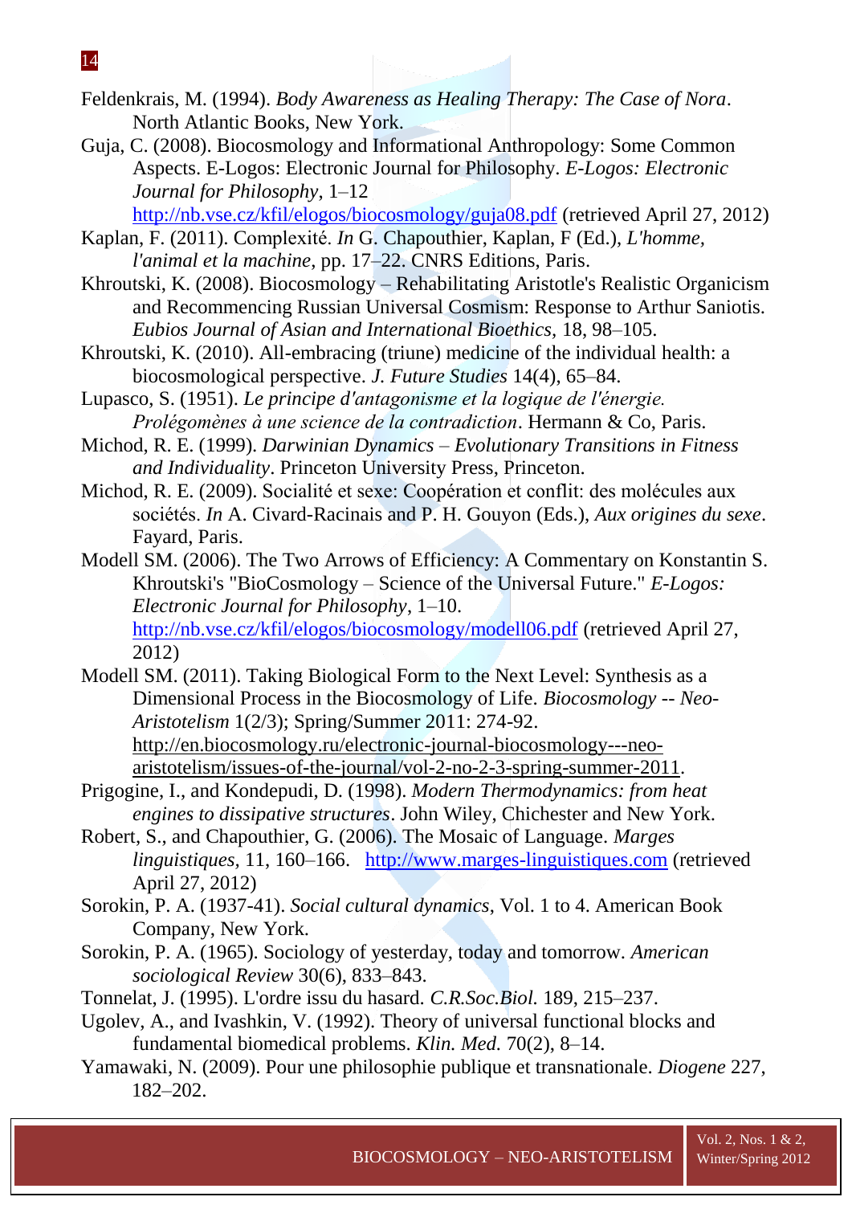Feldenkrais, M. (1994). *Body Awareness as Healing Therapy: The Case of Nora*. North Atlantic Books, New York.

Guja, C. (2008). Biocosmology and Informational Anthropology: Some Common Aspects. E-Logos: Electronic Journal for Philosophy. *E-Logos: Electronic Journal for Philosophy*, 1–12 http://nb.vse.cz/kfil/elogos/biocosmology/guja08.pdf (retrieved April 27, 2012)

Kaplan, F. (2011). Complexité. *In* G. Chapouthier, Kaplan, F (Ed.), *L'homme, l'animal et la machine*, pp. 17–22. CNRS Editions, Paris.

Khroutski, K. (2008). Biocosmology – Rehabilitating Aristotle's Realistic Organicism and Recommencing Russian Universal Cosmism: Response to Arthur Saniotis. *Eubios Journal of Asian and International Bioethics*, 18, 98–105.

Khroutski, K. (2010). All-embracing (triune) medicine of the individual health: a biocosmological perspective. *J. Future Studies* 14(4), 65–84.

Lupasco, S. (1951). *Le principe d'antagonisme et la logique de l'énergie. Prolégomènes à une science de la contradiction*. Hermann & Co, Paris.

Michod, R. E. (1999). *Darwinian Dynamics – Evolutionary Transitions in Fitness and Individuality*. Princeton University Press, Princeton.

Michod, R. E. (2009). Socialité et sexe: Coopération et conflit: des molécules aux sociétés. *In* A. Civard-Racinais and P. H. Gouyon (Eds.), *Aux origines du sexe*. Fayard, Paris.

Modell SM. (2006). The Two Arrows of Efficiency: A Commentary on Konstantin S. Khroutski's "BioCosmology – Science of the Universal Future." *E-Logos: Electronic Journal for Philosophy*, 1–10. http://nb.vse.cz/kfil/elogos/biocosmology/modell06.pdf (retrieved April 27, 2012)

Modell SM. (2011). Taking Biological Form to the Next Level: Synthesis as a Dimensional Process in the Biocosmology of Life. *Biocosmology -- Neo-Aristotelism* 1(2/3); Spring/Summer 2011: 274-92. http://en.biocosmology.ru/electronic-journal-biocosmology---neo-aristotelism/issues-of-the-journal/vol-2-no-2-3-spring-summer-2011.

Prigogine, I., and Kondepudi, D. (1998). *Modern Thermodynamics: from heat engines to dissipative structures*. John Wiley, Chichester and New York.

Robert, S., and Chapouthier, G. (2006). The Mosaic of Language. *Marges linguistiques*, 11, 160–166. http://www.marges-linguistiques.com (retrieved April 27, 2012)

Sorokin, P. A. (1937-41). *Social cultural dynamics*, Vol. 1 to 4. American Book Company, New York.

Sorokin, P. A. (1965). Sociology of yesterday, today and tomorrow. *American sociological Review* 30(6), 833–843.

Tonnelat, J. (1995). L'ordre issu du hasard. *C.R.Soc.Biol.* 189, 215–237.

Ugolev, A., and Ivashkin, V. (1992). Theory of universal functional blocks and fundamental biomedical problems. *Klin. Med.* 70(2), 8–14.

Yamawaki, N. (2009). Pour une philosophie publique et transnationale. *Diogene* 227, 182–202.